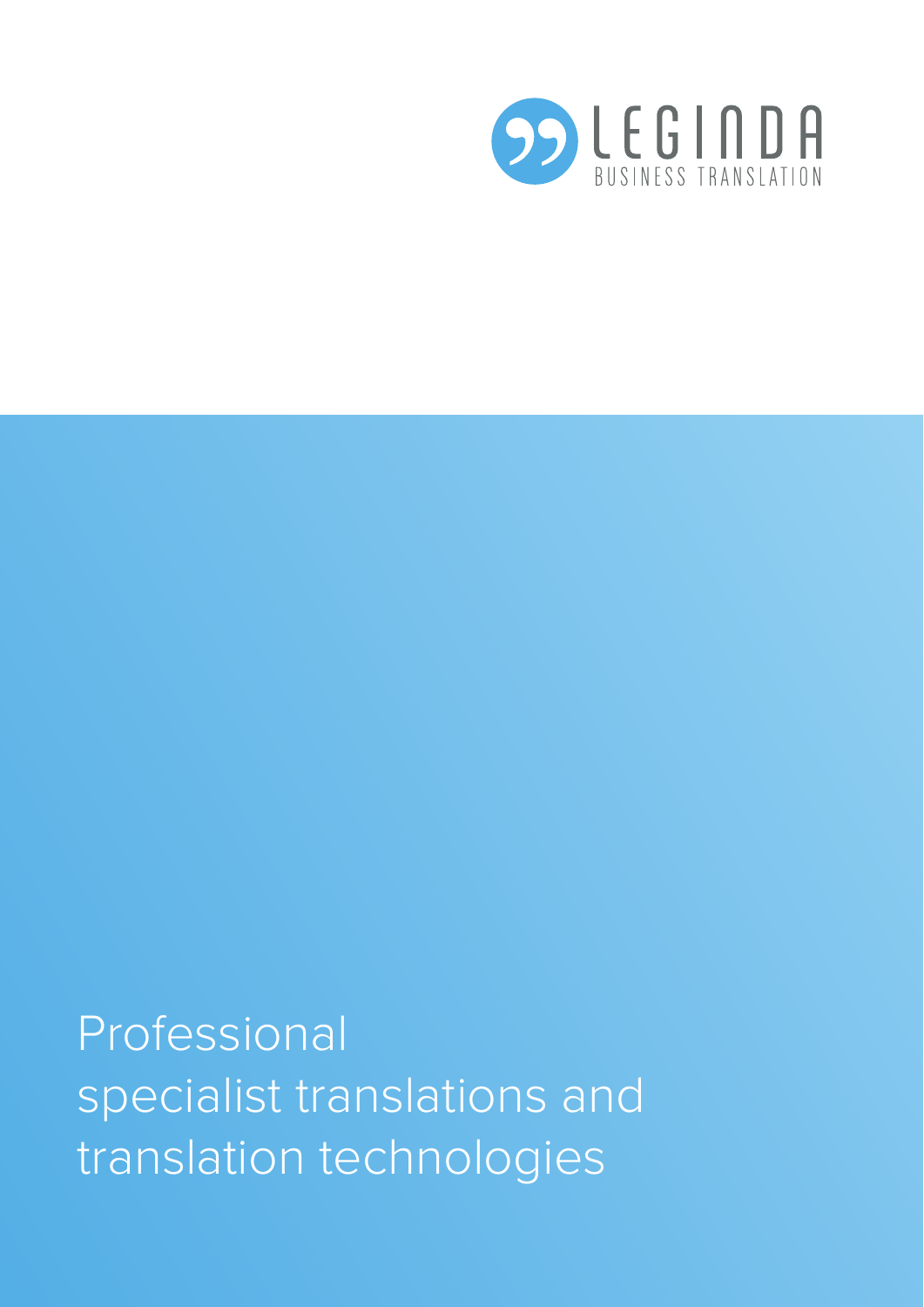LEGINDA

BUSINESS TRANSLATION

# Professional specialist translations and translation technologies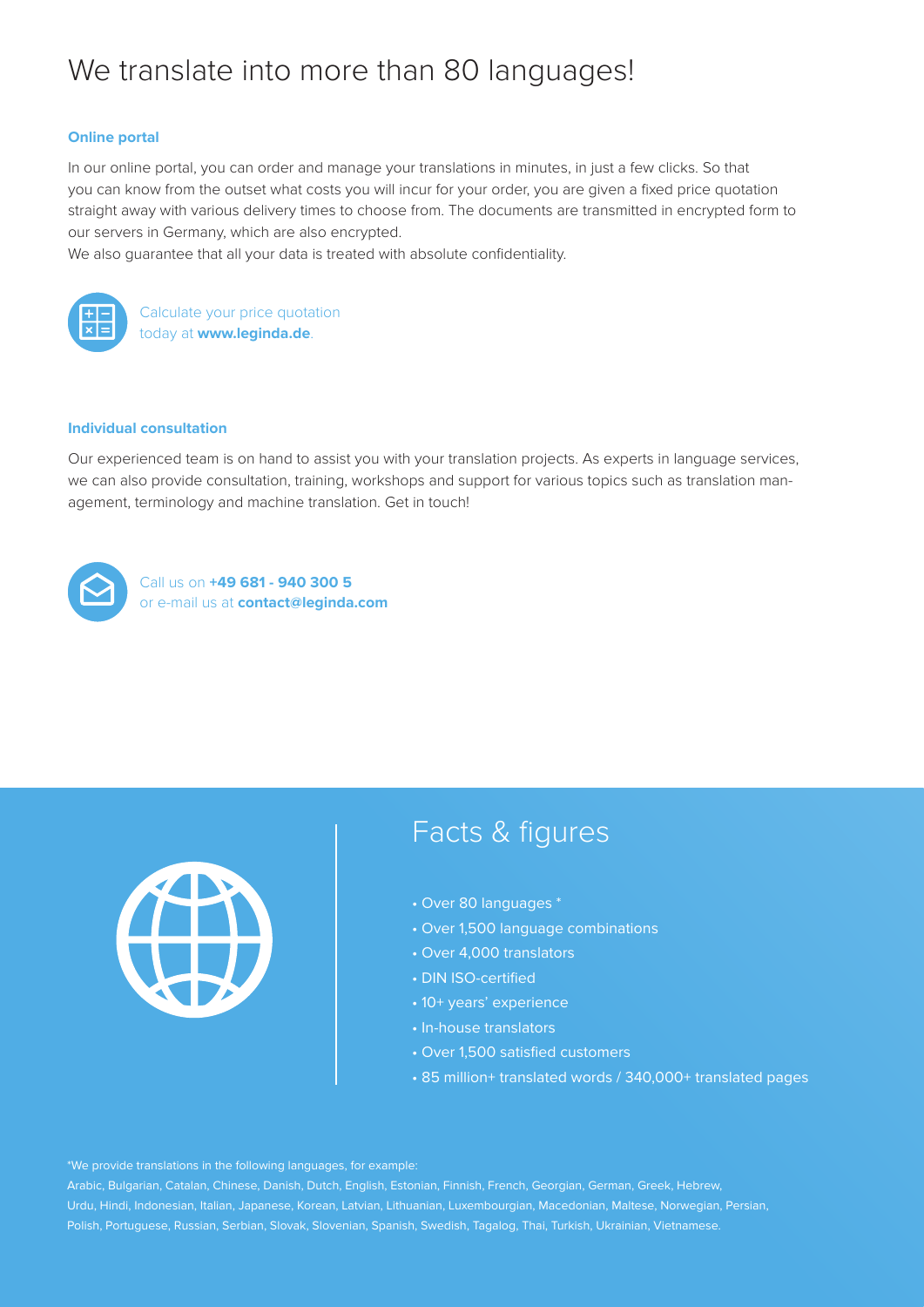# We translate into more than 80 languages!

### Online portal

In our online portal, you can order and manage your translations in minutes, in just a few clicks. So that you can know from the outset what costs you will incur for your order, you are given a fixed price quotation straight away with various delivery times to choose from. The documents are transmitted in encrypted form to our servers in Germany, which are also encrypted.
We also guarantee that all your data is treated with absolute confidentiality.

Calculate your price quotation today at **www.leginda.de**.

### Individual consultation

Our experienced team is on hand to assist you with your translation projects. As experts in language services, we can also provide consultation, training, workshops and support for various topics such as translation management, terminology and machine translation. Get in touch!

Call us on **+49 681 - 940 300 5**
or e-mail us at **contact@leginda.com**

## Facts & figures

- Over 80 languages *
- Over 1,500 language combinations
- Over 4,000 translators
- DIN ISO-certified
- 10+ years' experience
- In-house translators
- Over 1,500 satisfied customers
- 85 million+ translated words / 340,000+ translated pages

*We provide translations in the following languages, for example:
Arabic, Bulgarian, Catalan, Chinese, Danish, Dutch, English, Estonian, Finnish, French, Georgian, German, Greek, Hebrew, Urdu, Hindi, Indonesian, Italian, Japanese, Korean, Latvian, Lithuanian, Luxembourgian, Macedonian, Maltese, Norwegian, Persian, Polish, Portuguese, Russian, Serbian, Slovak, Slovenian, Spanish, Swedish, Tagalog, Thai, Turkish, Ukrainian, Vietnamese.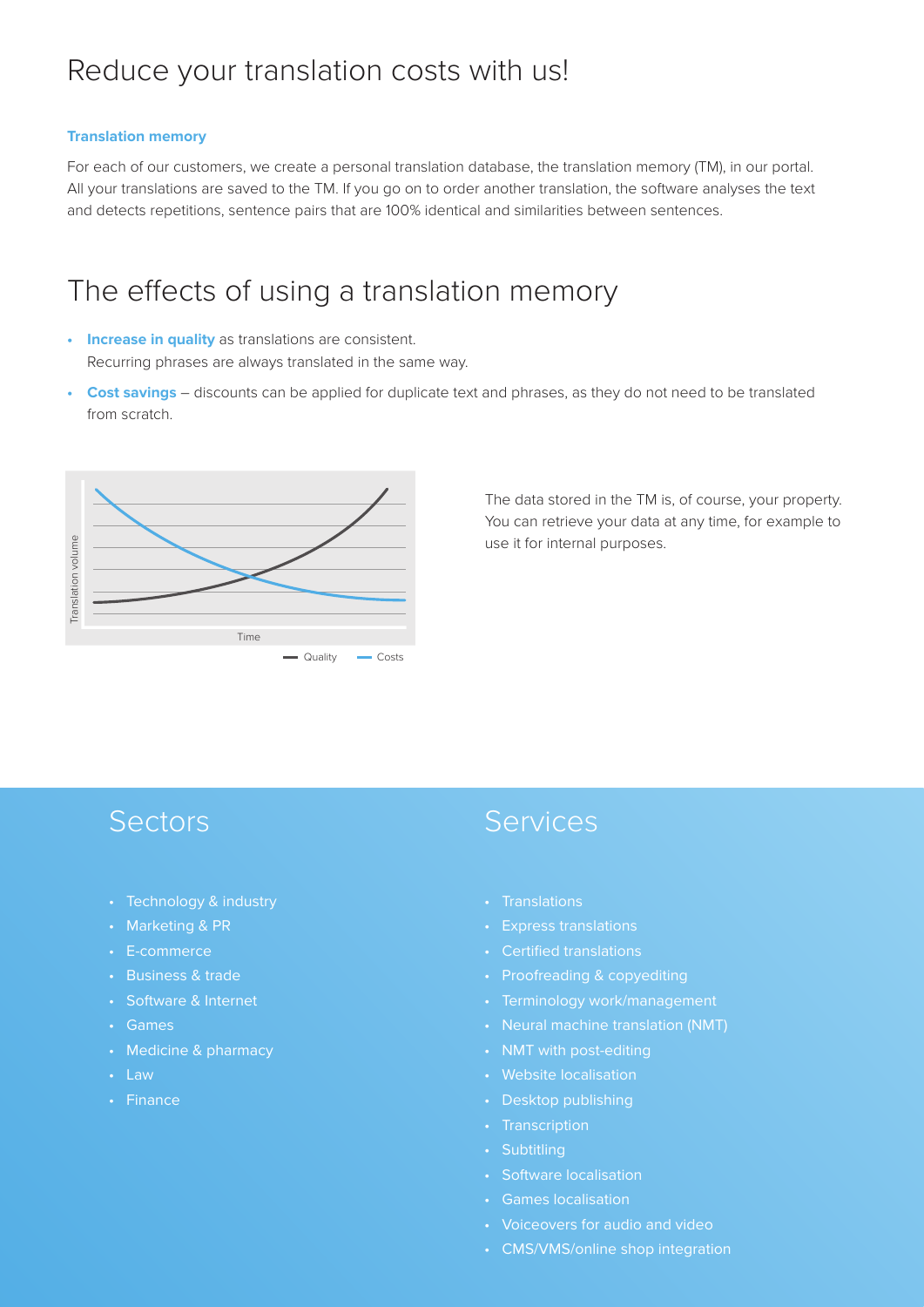# Reduce your translation costs with us!

### Translation memory

For each of our customers, we create a personal translation database, the translation memory (TM), in our portal. All your translations are saved to the TM. If you go on to order another translation, the software analyses the text and detects repetitions, sentence pairs that are 100% identical and similarities between sentences.

# The effects of using a translation memory

- **Increase in quality** as translations are consistent.
  Recurring phrases are always translated in the same way.
- **Cost savings** – discounts can be applied for duplicate text and phrases, as they do not need to be translated from scratch.

Translation volume

Time

Quality Costs

The data stored in the TM is, of course, your property. You can retrieve your data at any time, for example to use it for internal purposes.

## Sectors

- Technology & industry
- Marketing & PR
- E-commerce
- Business & trade
- Software & Internet
- Games
- Medicine & pharmacy
- Law
- Finance

## Services

- Translations
- Express translations
- Certified translations
- Proofreading & copyediting
- Terminology work/management
- Neural machine translation (NMT)
- NMT with post-editing
- Website localisation
- Desktop publishing
- Transcription
- Subtitling
- Software localisation
- Games localisation
- Voiceovers for audio and video
- CMS/VMS/online shop integration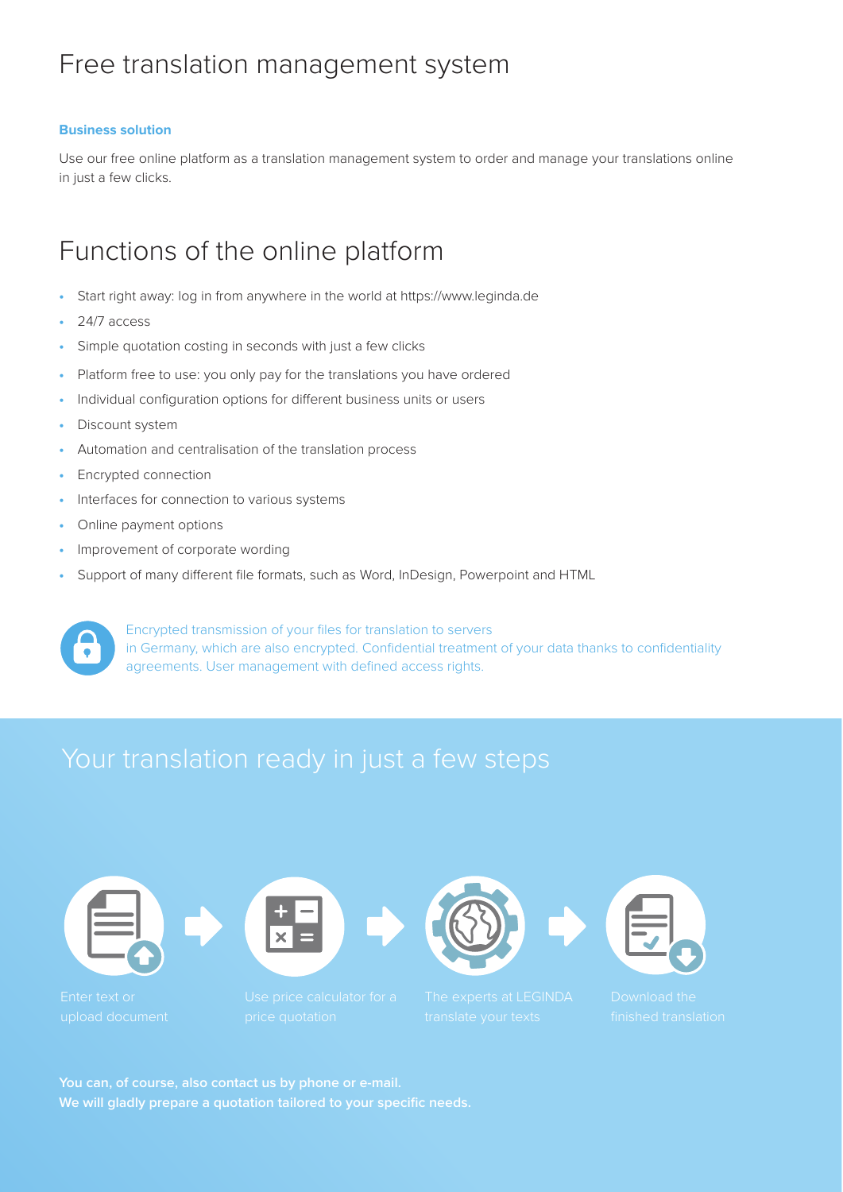# Free translation management system

**Business solution**

Use our free online platform as a translation management system to order and manage your translations online in just a few clicks.

# Functions of the online platform

- Start right away: log in from anywhere in the world at https://www.leginda.de
- 24/7 access
- Simple quotation costing in seconds with just a few clicks
- Platform free to use: you only pay for the translations you have ordered
- Individual configuration options for different business units or users
- Discount system
- Automation and centralisation of the translation process
- Encrypted connection
- Interfaces for connection to various systems
- Online payment options
- Improvement of corporate wording
- Support of many different file formats, such as Word, InDesign, Powerpoint and HTML

Encrypted transmission of your files for translation to servers in Germany, which are also encrypted. Confidential treatment of your data thanks to confidentiality agreements. User management with defined access rights.

# Your translation ready in just a few steps

1. Enter text or upload document
2. Use price calculator for a price quotation
3. The experts at LEGINDA translate your texts
4. Download the finished translation

**You can, of course, also contact us by phone or e-mail.**
**We will gladly prepare a quotation tailored to your specific needs.**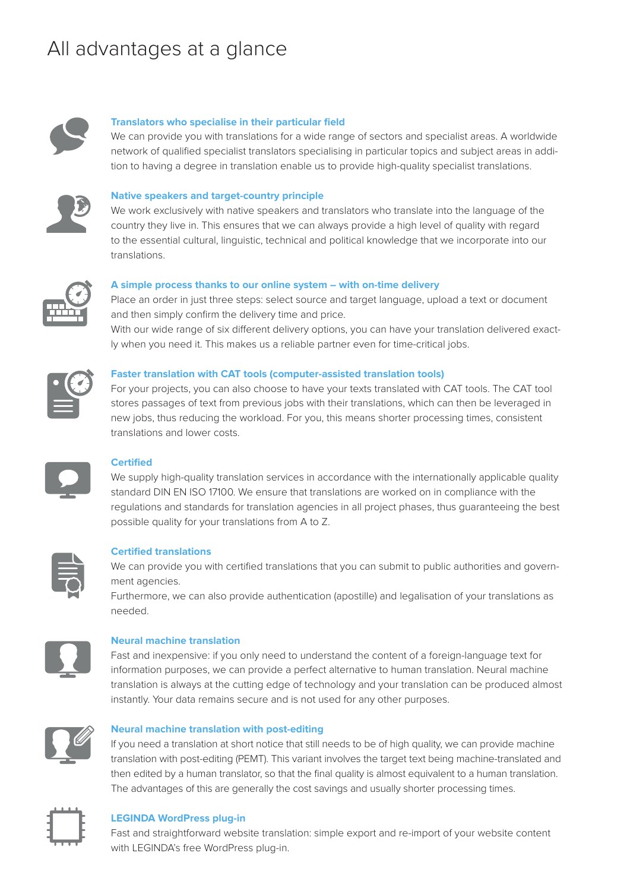# All advantages at a glance

### Translators who specialise in their particular field

We can provide you with translations for a wide range of sectors and specialist areas. A worldwide network of qualified specialist translators specialising in particular topics and subject areas in addition to having a degree in translation enable us to provide high-quality specialist translations.

### Native speakers and target-country principle

We work exclusively with native speakers and translators who translate into the language of the country they live in. This ensures that we can always provide a high level of quality with regard to the essential cultural, linguistic, technical and political knowledge that we incorporate into our translations.

### A simple process thanks to our online system – with on-time delivery

Place an order in just three steps: select source and target language, upload a text or document and then simply confirm the delivery time and price.
With our wide range of six different delivery options, you can have your translation delivered exactly when you need it. This makes us a reliable partner even for time-critical jobs.

### Faster translation with CAT tools (computer-assisted translation tools)

For your projects, you can also choose to have your texts translated with CAT tools. The CAT tool stores passages of text from previous jobs with their translations, which can then be leveraged in new jobs, thus reducing the workload. For you, this means shorter processing times, consistent translations and lower costs.

### Certified

We supply high-quality translation services in accordance with the internationally applicable quality standard DIN EN ISO 17100. We ensure that translations are worked on in compliance with the regulations and standards for translation agencies in all project phases, thus guaranteeing the best possible quality for your translations from A to Z.

### Certified translations

We can provide you with certified translations that you can submit to public authorities and government agencies.
Furthermore, we can also provide authentication (apostille) and legalisation of your translations as needed.

### Neural machine translation

Fast and inexpensive: if you only need to understand the content of a foreign-language text for information purposes, we can provide a perfect alternative to human translation. Neural machine translation is always at the cutting edge of technology and your translation can be produced almost instantly. Your data remains secure and is not used for any other purposes.

### Neural machine translation with post-editing

If you need a translation at short notice that still needs to be of high quality, we can provide machine translation with post-editing (PEMT). This variant involves the target text being machine-translated and then edited by a human translator, so that the final quality is almost equivalent to a human translation. The advantages of this are generally the cost savings and usually shorter processing times.

### LEGINDA WordPress plug-in

Fast and straightforward website translation: simple export and re-import of your website content with LEGINDA's free WordPress plug-in.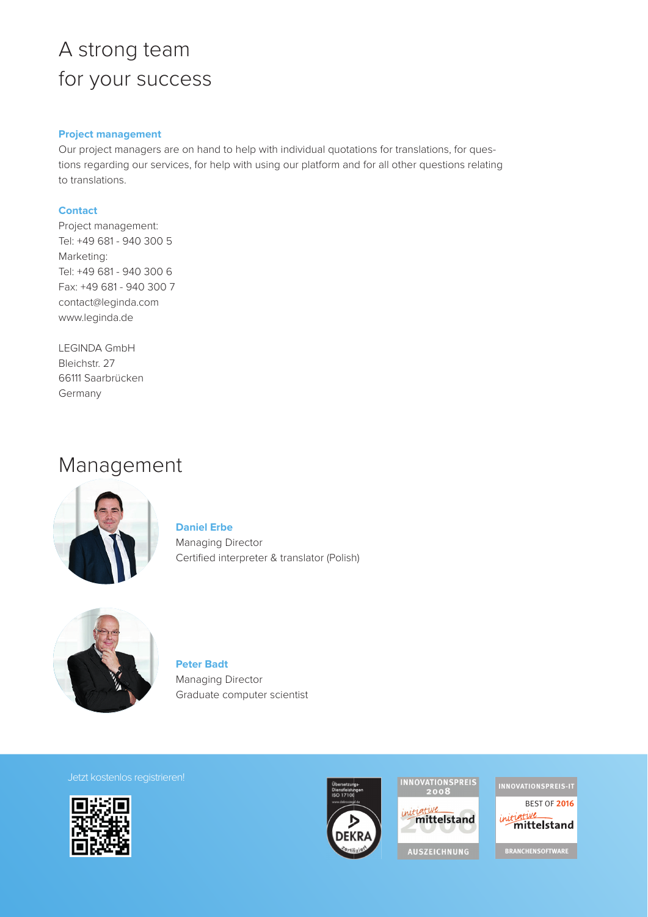# A strong team for your success

**Project management**

Our project managers are on hand to help with individual quotations for translations, for questions regarding our services, for help with using our platform and for all other questions relating to translations.

**Contact**

Project management:
Tel: +49 681 - 940 300 5
Marketing:
Tel: +49 681 - 940 300 6
Fax: +49 681 - 940 300 7
contact@leginda.com
www.leginda.de

LEGINDA GmbH
Bleichstr. 27
66111 Saarbrücken
Germany

# Management

**Daniel Erbe**
Managing Director
Certified interpreter & translator (Polish)

**Peter Badt**
Managing Director
Graduate computer scientist

Jetzt kostenlos registrieren!

Übersetzungs-Dienstleistungen ISO 17100
www.dekrasiegel.de
DEKRA zertifiziert

INNOVATIONSPREIS 2008
initiative mittelstand
AUSZEICHNUNG

INNOVATIONSPREIS-IT
BEST OF 2016
initiative mittelstand
BRANCHENSOFTWARE